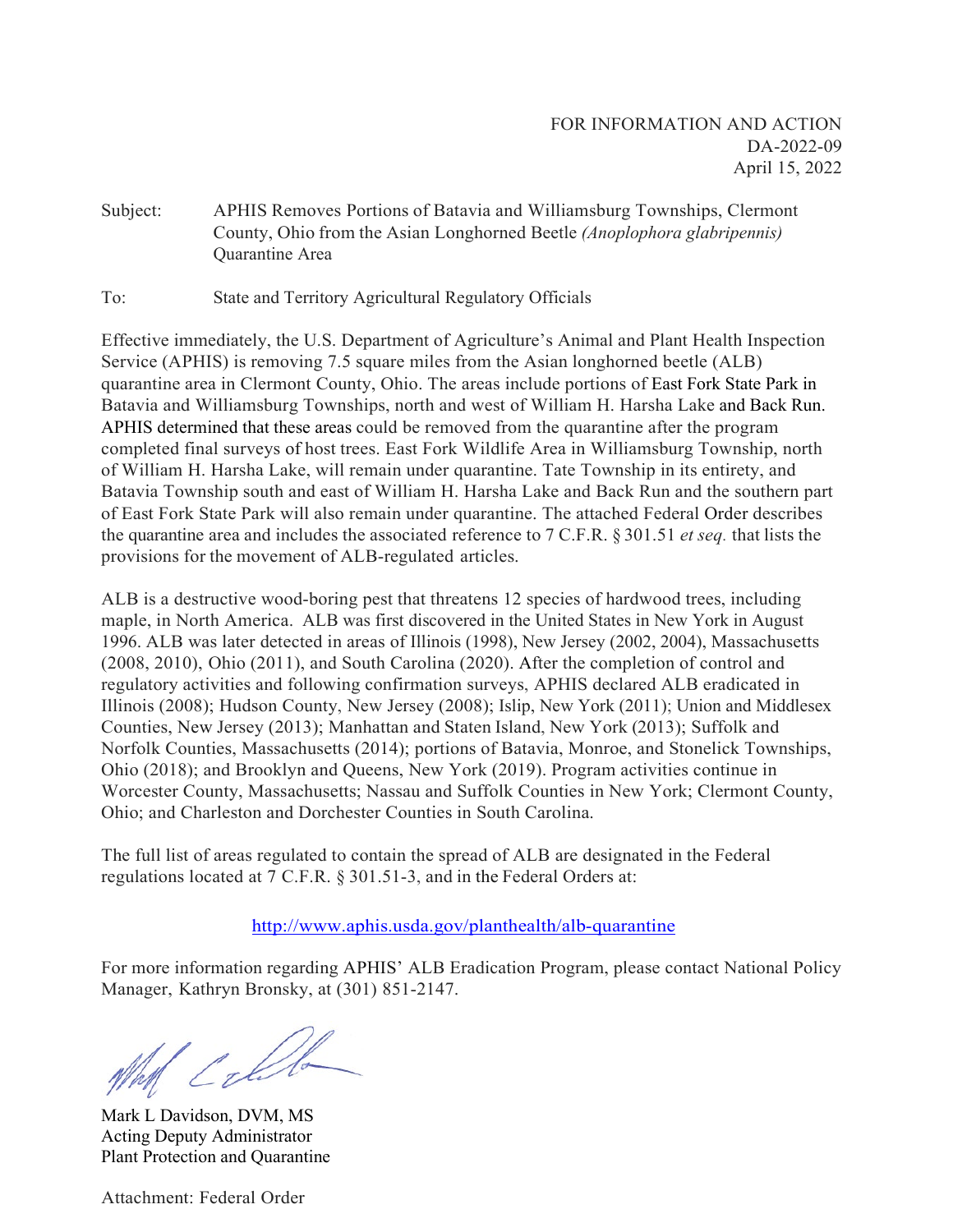FOR INFORMATION AND ACTION
DA-2022-09
April 15, 2022

Subject: APHIS Removes Portions of Batavia and Williamsburg Townships, Clermont County, Ohio from the Asian Longhorned Beetle *(Anoplophora glabripennis)* Quarantine Area

To: State and Territory Agricultural Regulatory Officials

Effective immediately, the U.S. Department of Agriculture's Animal and Plant Health Inspection Service (APHIS) is removing 7.5 square miles from the Asian longhorned beetle (ALB) quarantine area in Clermont County, Ohio. The areas include portions of East Fork State Park in Batavia and Williamsburg Townships, north and west of William H. Harsha Lake and Back Run. APHIS determined that these areas could be removed from the quarantine after the program completed final surveys of host trees. East Fork Wildlife Area in Williamsburg Township, north of William H. Harsha Lake, will remain under quarantine. Tate Township in its entirety, and Batavia Township south and east of William H. Harsha Lake and Back Run and the southern part of East Fork State Park will also remain under quarantine. The attached Federal Order describes the quarantine area and includes the associated reference to 7 C.F.R. § 301.51 *et seq.* that lists the provisions for the movement of ALB-regulated articles.

ALB is a destructive wood-boring pest that threatens 12 species of hardwood trees, including maple, in North America. ALB was first discovered in the United States in New York in August 1996. ALB was later detected in areas of Illinois (1998), New Jersey (2002, 2004), Massachusetts (2008, 2010), Ohio (2011), and South Carolina (2020). After the completion of control and regulatory activities and following confirmation surveys, APHIS declared ALB eradicated in Illinois (2008); Hudson County, New Jersey (2008); Islip, New York (2011); Union and Middlesex Counties, New Jersey (2013); Manhattan and Staten Island, New York (2013); Suffolk and Norfolk Counties, Massachusetts (2014); portions of Batavia, Monroe, and Stonelick Townships, Ohio (2018); and Brooklyn and Queens, New York (2019). Program activities continue in Worcester County, Massachusetts; Nassau and Suffolk Counties in New York; Clermont County, Ohio; and Charleston and Dorchester Counties in South Carolina.

The full list of areas regulated to contain the spread of ALB are designated in the Federal regulations located at 7 C.F.R. § 301.51-3, and in the Federal Orders at:

http://www.aphis.usda.gov/planthealth/alb-quarantine

For more information regarding APHIS' ALB Eradication Program, please contact National Policy Manager, Kathryn Bronsky, at (301) 851-2147.

Mark L Davidson, DVM, MS
Acting Deputy Administrator
Plant Protection and Quarantine

Attachment: Federal Order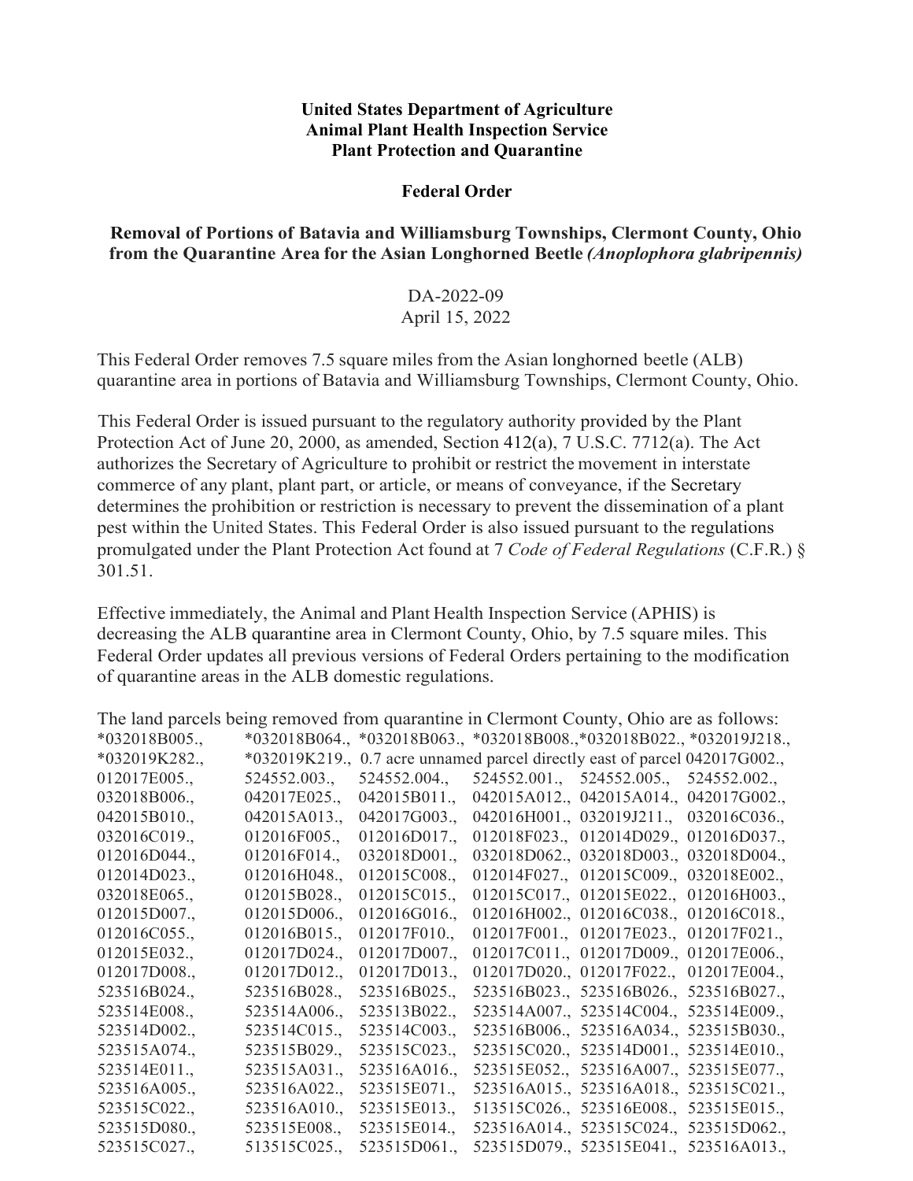**United States Department of Agriculture**
**Animal Plant Health Inspection Service**
**Plant Protection and Quarantine**

**Federal Order**

**Removal of Portions of Batavia and Williamsburg Townships, Clermont County, Ohio from the Quarantine Area for the Asian Longhorned Beetle *(Anoplophora glabripennis)***

DA-2022-09
April 15, 2022

This Federal Order removes 7.5 square miles from the Asian longhorned beetle (ALB) quarantine area in portions of Batavia and Williamsburg Townships, Clermont County, Ohio.

This Federal Order is issued pursuant to the regulatory authority provided by the Plant Protection Act of June 20, 2000, as amended, Section 412(a), 7 U.S.C. 7712(a). The Act authorizes the Secretary of Agriculture to prohibit or restrict the movement in interstate commerce of any plant, plant part, or article, or means of conveyance, if the Secretary determines the prohibition or restriction is necessary to prevent the dissemination of a plant pest within the United States. This Federal Order is also issued pursuant to the regulations promulgated under the Plant Protection Act found at 7 *Code of Federal Regulations* (C.F.R.) § 301.51.

Effective immediately, the Animal and Plant Health Inspection Service (APHIS) is decreasing the ALB quarantine area in Clermont County, Ohio, by 7.5 square miles. This Federal Order updates all previous versions of Federal Orders pertaining to the modification of quarantine areas in the ALB domestic regulations.

The land parcels being removed from quarantine in Clermont County, Ohio are as follows:
*032018B005., *032018B064., *032018B063., *032018B008.,*032018B022., *032019J218., *032019K282., *032019K219., 0.7 acre unnamed parcel directly east of parcel 042017G002., 012017E005., 524552.003., 524552.004., 524552.001., 524552.005., 524552.002., 032018B006., 042017E025., 042015B011., 042015A012., 042015A014., 042017G002., 042015B010., 042015A013., 042017G003., 042016H001., 032019J211., 032016C036., 032016C019., 012016F005., 012016D017., 012018F023., 012014D029., 012016D037., 012016D044., 012016F014., 032018D001., 032018D062., 032018D003., 032018D004., 012014D023., 012016H048., 012015C008., 012014F027., 012015C009., 032018E002., 032018E065., 012015B028., 012015C015., 012015C017., 012015E022., 012016H003., 012015D007., 012015D006., 012016G016., 012016H002., 012016C038., 012016C018., 012016C055., 012016B015., 012017F010., 012017F001., 012017E023., 012017F021., 012015E032., 012017D024., 012017D007., 012017C011., 012017D009., 012017E006., 012017D008., 012017D012., 012017D013., 012017D020., 012017F022., 012017E004., 523516B024., 523516B028., 523516B025., 523516B023., 523516B026., 523516B027., 523514E008., 523514A006., 523513B022., 523514A007., 523514C004., 523514E009., 523514D002., 523514C015., 523514C003., 523516B006., 523516A034., 523515B030., 523515A074., 523515B029., 523515C023., 523515C020., 523514D001., 523514E010., 523514E011., 523515A031., 523516A016., 523515E052., 523516A007., 523515E077., 523516A005., 523516A022., 523515E071., 523516A015., 523516A018., 523515C021., 523515C022., 523516A010., 523515E013., 513515C026., 523516E008., 523515E015., 523515D080., 523515E008., 523515E014., 523516A014., 523515C024., 523515D062., 523515C027., 513515C025., 523515D061., 523515D079., 523515E041., 523516A013.,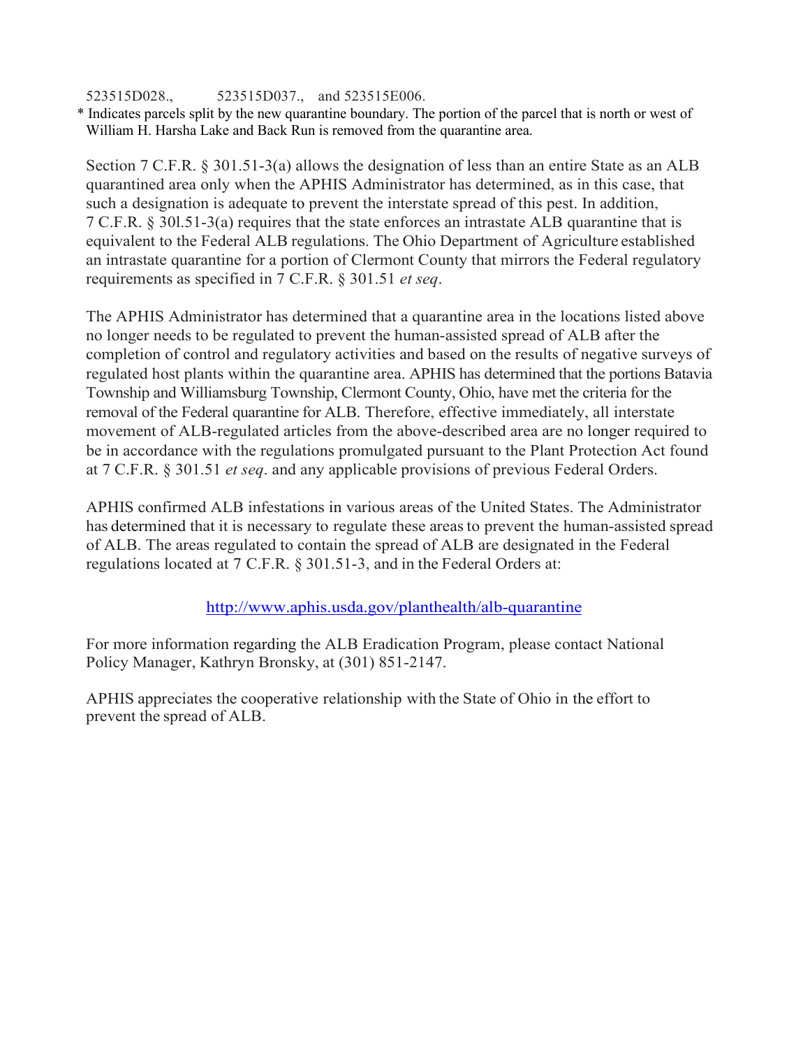523515D028., 523515D037., and 523515E006.

* Indicates parcels split by the new quarantine boundary. The portion of the parcel that is north or west of William H. Harsha Lake and Back Run is removed from the quarantine area.

Section 7 C.F.R. § 301.51-3(a) allows the designation of less than an entire State as an ALB quarantined area only when the APHIS Administrator has determined, as in this case, that such a designation is adequate to prevent the interstate spread of this pest. In addition, 7 C.F.R. § 30l.51-3(a) requires that the state enforces an intrastate ALB quarantine that is equivalent to the Federal ALB regulations. The Ohio Department of Agriculture established an intrastate quarantine for a portion of Clermont County that mirrors the Federal regulatory requirements as specified in 7 C.F.R. § 301.51 *et seq*.

The APHIS Administrator has determined that a quarantine area in the locations listed above no longer needs to be regulated to prevent the human-assisted spread of ALB after the completion of control and regulatory activities and based on the results of negative surveys of regulated host plants within the quarantine area. APHIS has determined that the portions Batavia Township and Williamsburg Township, Clermont County, Ohio, have met the criteria for the removal of the Federal quarantine for ALB. Therefore, effective immediately, all interstate movement of ALB-regulated articles from the above-described area are no longer required to be in accordance with the regulations promulgated pursuant to the Plant Protection Act found at 7 C.F.R. § 301.51 *et seq*. and any applicable provisions of previous Federal Orders.

APHIS confirmed ALB infestations in various areas of the United States. The Administrator has determined that it is necessary to regulate these areas to prevent the human-assisted spread of ALB. The areas regulated to contain the spread of ALB are designated in the Federal regulations located at 7 C.F.R. § 301.51-3, and in the Federal Orders at:

http://www.aphis.usda.gov/planthealth/alb-quarantine

For more information regarding the ALB Eradication Program, please contact National Policy Manager, Kathryn Bronsky, at (301) 851-2147.

APHIS appreciates the cooperative relationship with the State of Ohio in the effort to prevent the spread of ALB.